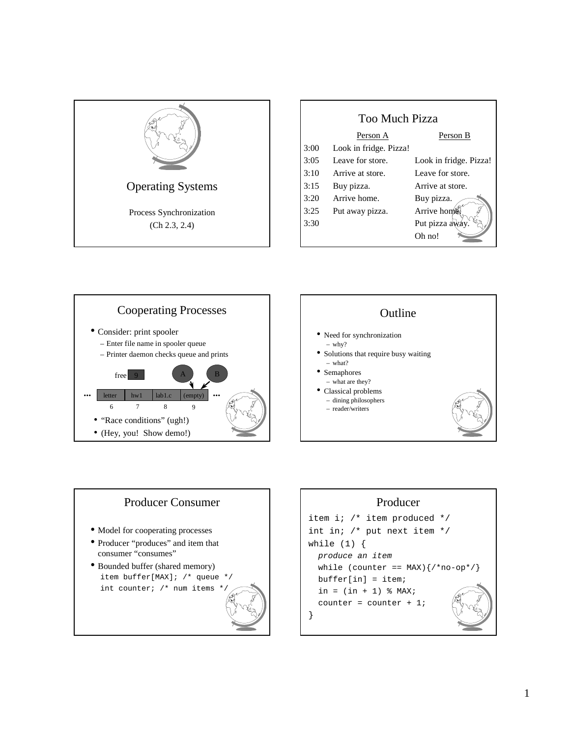# Operating Systems

Process Synchronization

(Ch 2.3, 2.4)

## Too Much Pizza

| | Person A | Person B |
|---|---|---|
| 3:00 | Look in fridge. Pizza! | |
| 3:05 | Leave for store. | Look in fridge. Pizza! |
| 3:10 | Arrive at store. | Leave for store. |
| 3:15 | Buy pizza. | Arrive at store. |
| 3:20 | Arrive home. | Buy pizza. |
| 3:25 | Put away pizza. | Arrive home. |
| 3:30 | | Put pizza away. |
| | | Oh no! |

## Cooperating Processes

- Consider: print spooler
  - Enter file name in spooler queue
  - Printer daemon checks queue and prints

free 9

A B

| ... | letter | hw1 | lab1.c | (empty) | ... |
|---|---|---|---|---|---|
| | 6 | 7 | 8 | 9 | |

- "Race conditions" (ugh!)
- (Hey, you! Show demo!)

## Outline

- Need for synchronization
  - why?
- Solutions that require busy waiting
  - what?
- Semaphores
  - what are they?
- Classical problems
  - dining philosophers
  - reader/writers

## Producer Consumer

- Model for cooperating processes
- Producer "produces" and item that consumer "consumes"
- Bounded buffer (shared memory)

```
item buffer[MAX]; /* queue */
int counter; /* num items */
```

## Producer

```
item i; /* item produced */
int in; /* put next item */
while (1) {
  produce an item
  while (counter == MAX){/*no-op*/}
  buffer[in] = item;
  in = (in + 1) % MAX;
  counter = counter + 1;
}
```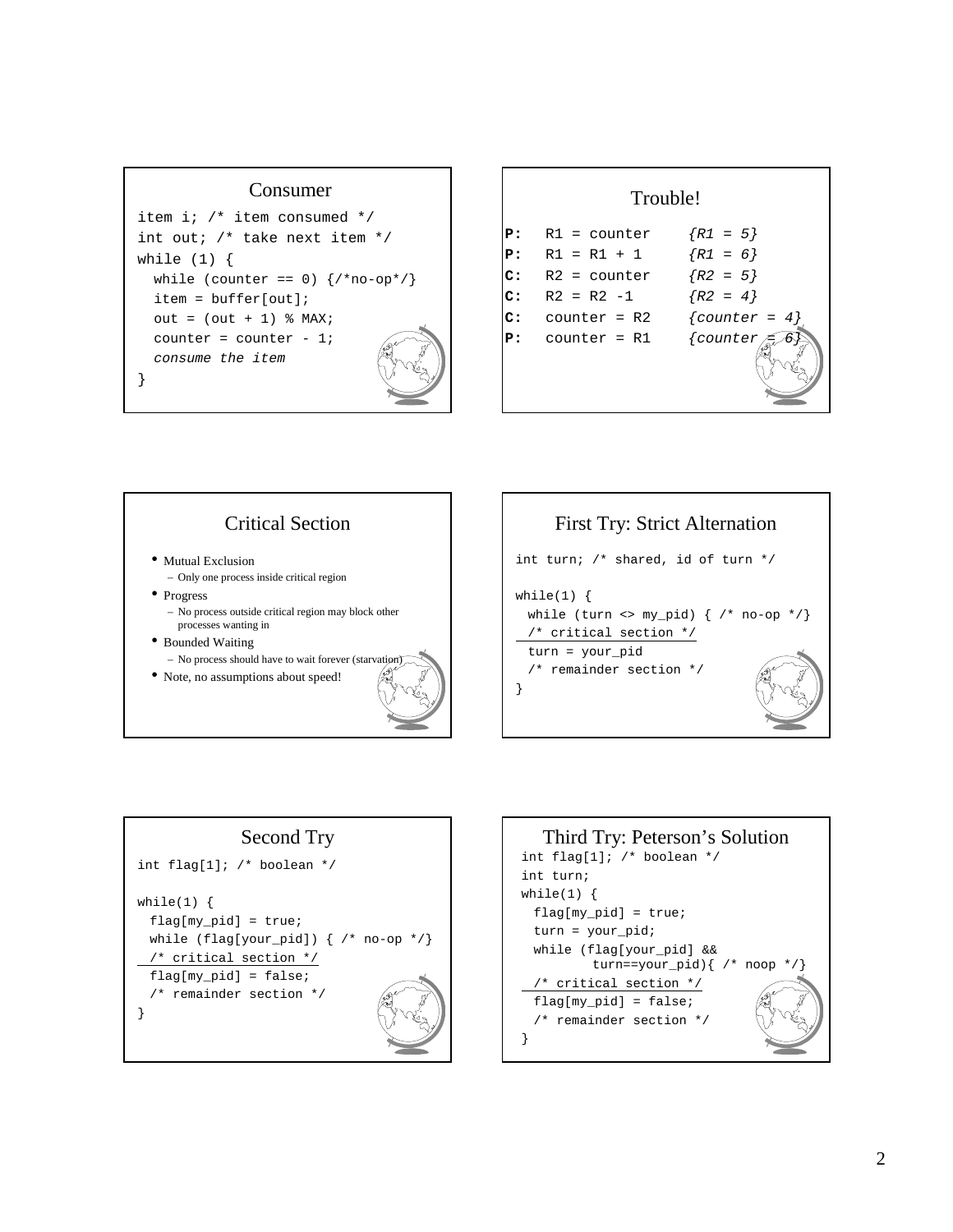## Consumer

```
item i; /* item consumed */
int out; /* take next item */
while (1) {
  while (counter == 0) {/*no-op*/}
  item = buffer[out];
  out = (out + 1) % MAX;
  counter = counter - 1;
  consume the item
}
```

## Trouble!

```
P:  R1 = counter     {R1 = 5}
P:  R1 = R1 + 1      {R1 = 6}
C:  R2 = counter     {R2 = 5}
C:  R2 = R2 -1       {R2 = 4}
C:  counter = R2     {counter = 4}
P:  counter = R1     {counter = 6}
```

## Critical Section

- Mutual Exclusion
  - Only one process inside critical region
- Progress
  - No process outside critical region may block other processes wanting in
- Bounded Waiting
  - No process should have to wait forever (starvation)
- Note, no assumptions about speed!

## First Try: Strict Alternation

```
int turn; /* shared, id of turn */

while(1) {
  while (turn <> my_pid) { /* no-op */}
  /* critical section */
  turn = your_pid
  /* remainder section */
}
```

## Second Try

```
int flag[1]; /* boolean */

while(1) {
  flag[my_pid] = true;
  while (flag[your_pid]) { /* no-op */}
  /* critical section */
  flag[my_pid] = false;
  /* remainder section */
}
```

## Third Try: Peterson's Solution

```
int flag[1]; /* boolean */
int turn;
while(1) {
  flag[my_pid] = true;
  turn = your_pid;
  while (flag[your_pid] &&
         turn==your_pid){ /* noop */}
  /* critical section */
  flag[my_pid] = false;
  /* remainder section */
}
```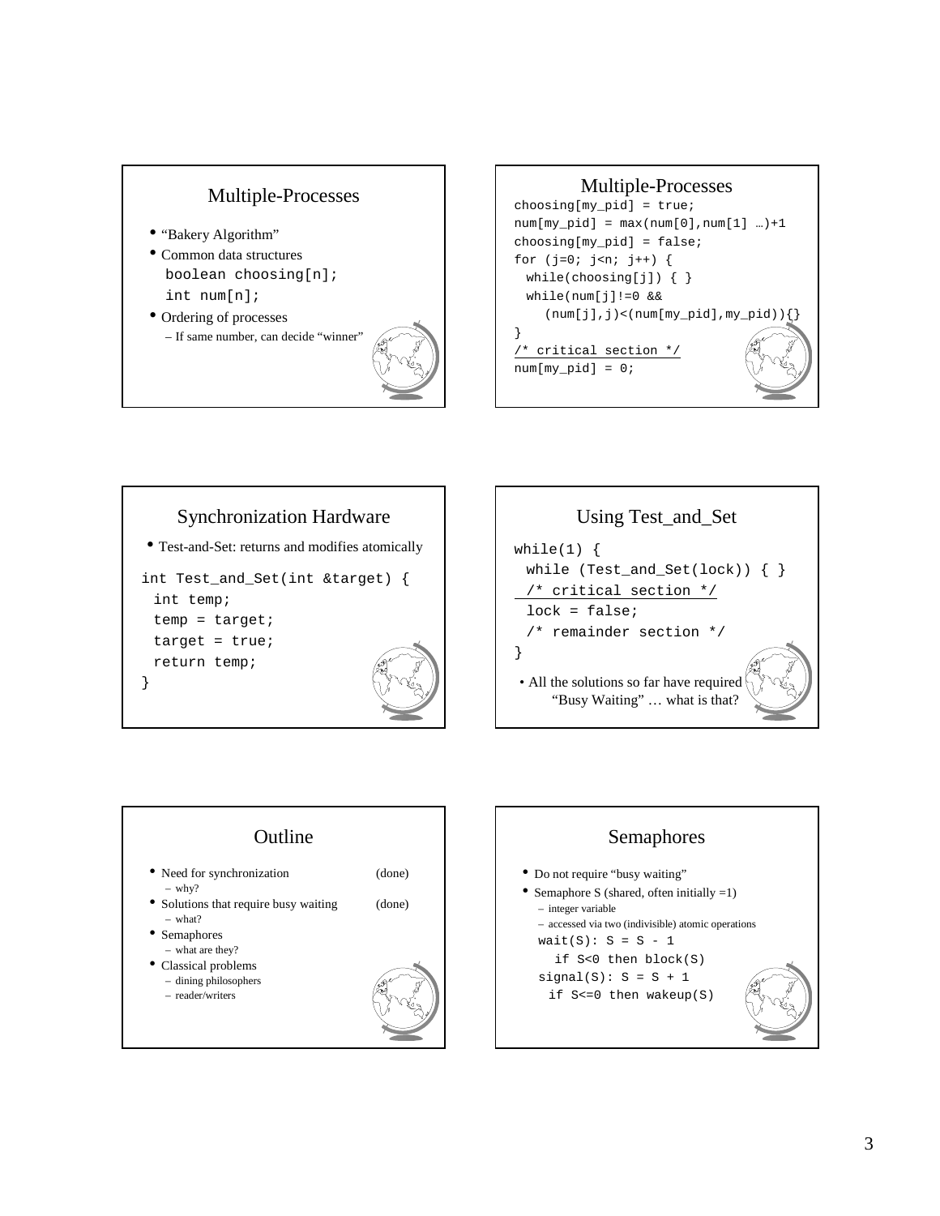## Multiple-Processes

- "Bakery Algorithm"
- Common data structures

```
boolean choosing[n];
int num[n];
```

- Ordering of processes
  - If same number, can decide "winner"

## Multiple-Processes

```
choosing[my_pid] = true;
num[my_pid] = max(num[0],num[1] …)+1
choosing[my_pid] = false;
for (j=0; j<n; j++) {
  while(choosing[j]) { }
  while(num[j]!=0 &&
     (num[j],j)<(num[my_pid],my_pid)){}
}
/* critical section */
num[my_pid] = 0;
```

## Synchronization Hardware

- Test-and-Set: returns and modifies atomically

```
int Test_and_Set(int &target) {
  int temp;
  temp = target;
  target = true;
  return temp;
}
```

## Using Test_and_Set

```
while(1) {
  while (Test_and_Set(lock)) { }
  /* critical section */
  lock = false;
  /* remainder section */
}
```

- All the solutions so far have required "Busy Waiting" … what is that?

## Outline

- Need for synchronization (done)
  - why?
- Solutions that require busy waiting (done)
  - what?
- Semaphores
  - what are they?
- Classical problems
  - dining philosophers
  - reader/writers

## Semaphores

- Do not require "busy waiting"
- Semaphore S (shared, often initially =1)
  - integer variable
  - accessed via two (indivisible) atomic operations

```
wait(S): S = S - 1
   if S<0 then block(S)
signal(S): S = S + 1
  if S<=0 then wakeup(S)
```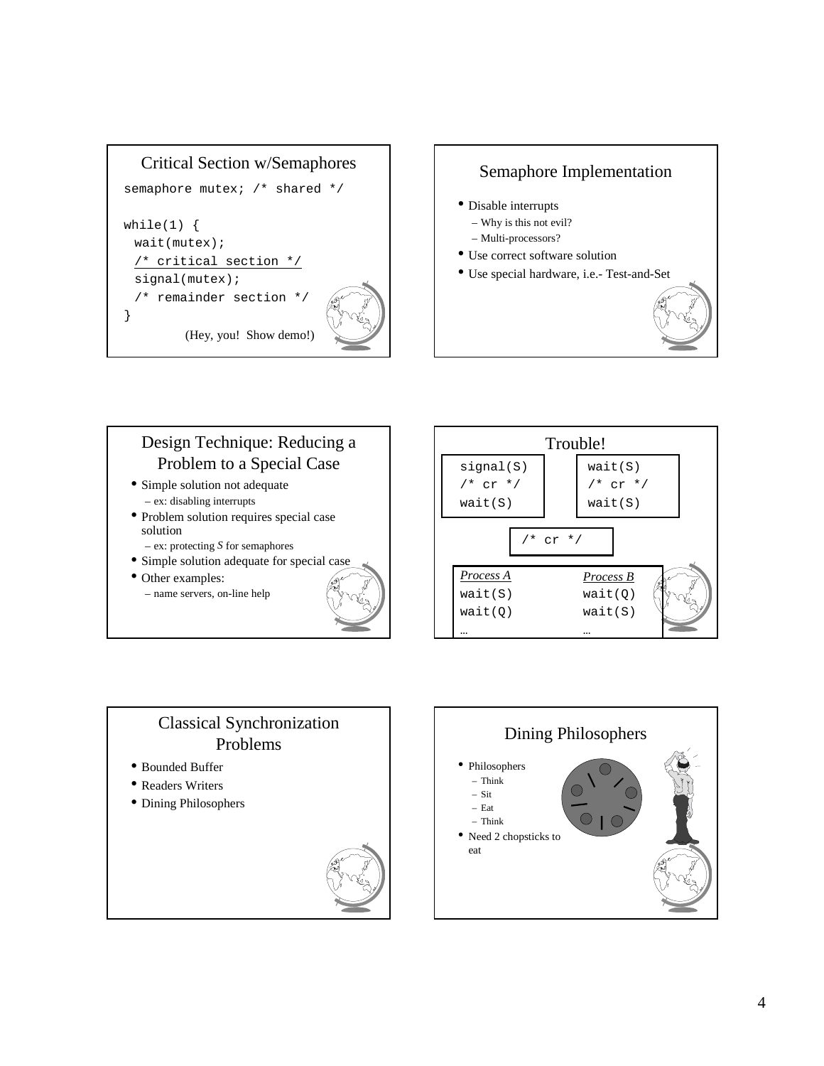## Critical Section w/Semaphores

```
semaphore mutex; /* shared */

while(1) {
  wait(mutex);
  /* critical section */
  signal(mutex);
  /* remainder section */
}
```

(Hey, you! Show demo!)

## Semaphore Implementation

- Disable interrupts
  - Why is this not evil?
  - Multi-processors?
- Use correct software solution
- Use special hardware, i.e.- Test-and-Set

## Design Technique: Reducing a Problem to a Special Case

- Simple solution not adequate
  - ex: disabling interrupts
- Problem solution requires special case solution
  - ex: protecting *S* for semaphores
- Simple solution adequate for special case
- Other examples:
  - name servers, on-line help

## Trouble!

```
signal(S)
/* cr */
wait(S)
```

```
wait(S)
/* cr */
wait(S)
```

```
/* cr */
```

| *Process A* | *Process B* |
|---|---|
| `wait(S)` | `wait(Q)` |
| `wait(Q)` | `wait(S)` |
| … | … |

## Classical Synchronization Problems

- Bounded Buffer
- Readers Writers
- Dining Philosophers

## Dining Philosophers

- Philosophers
  - Think
  - Sit
  - Eat
  - Think
- Need 2 chopsticks to eat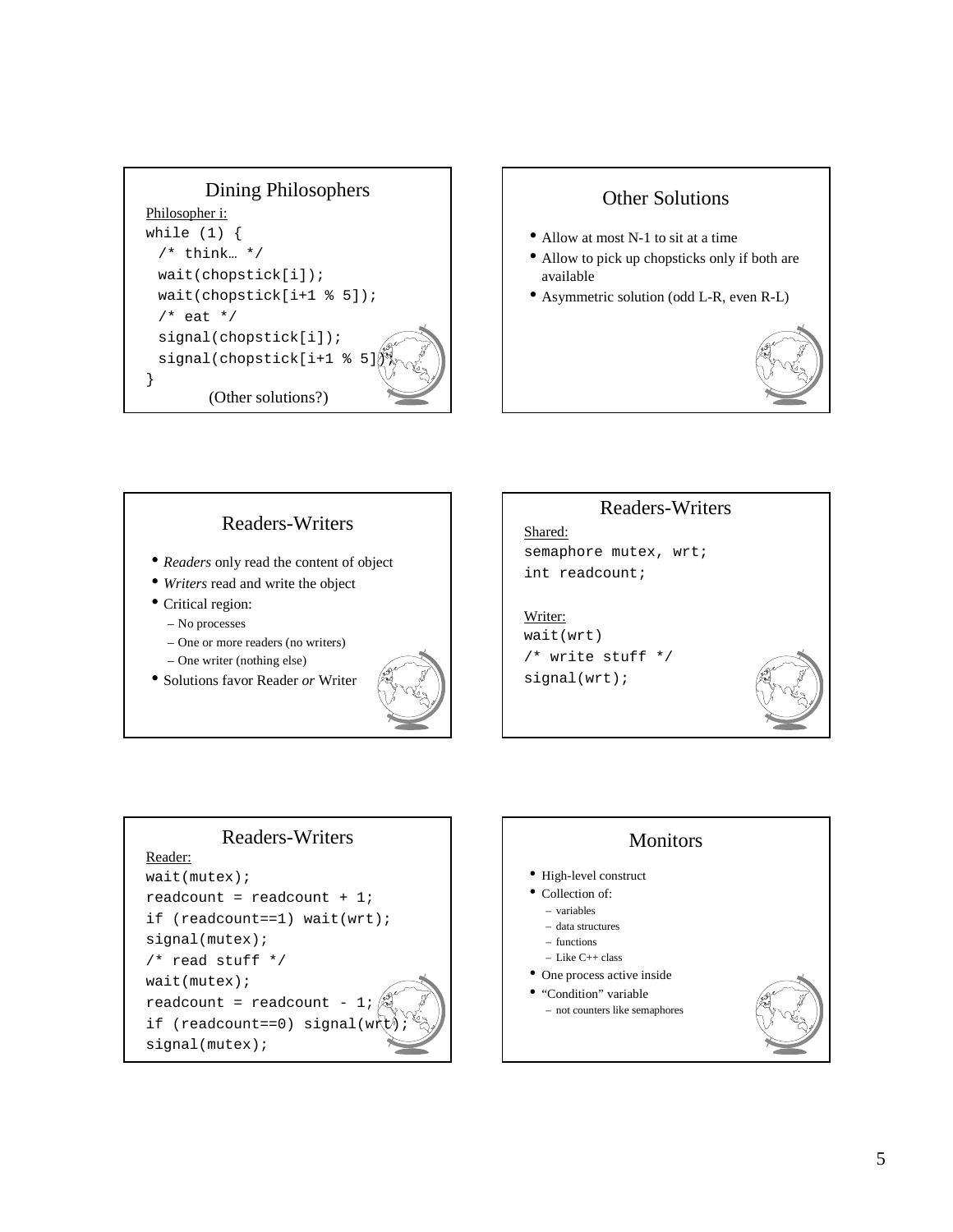## Dining Philosophers

Philosopher i:

```
while (1) {
  /* think… */
  wait(chopstick[i]);
  wait(chopstick[i+1 % 5]);
  /* eat */
  signal(chopstick[i]);
  signal(chopstick[i+1 % 5]);
}
```

(Other solutions?)

## Other Solutions

- Allow at most N-1 to sit at a time
- Allow to pick up chopsticks only if both are available
- Asymmetric solution (odd L-R, even R-L)

## Readers-Writers

- *Readers* only read the content of object
- *Writers* read and write the object
- Critical region:
  - No processes
  - One or more readers (no writers)
  - One writer (nothing else)
- Solutions favor Reader *or* Writer

## Readers-Writers

Shared:

```
semaphore mutex, wrt;
int readcount;
```

Writer:

```
wait(wrt)
/* write stuff */
signal(wrt);
```

## Readers-Writers

Reader:

```
wait(mutex);
readcount = readcount + 1;
if (readcount==1) wait(wrt);
signal(mutex);
/* read stuff */
wait(mutex);
readcount = readcount - 1;
if (readcount==0) signal(wrt);
signal(mutex);
```

## Monitors

- High-level construct
- Collection of:
  - variables
  - data structures
  - functions
  - Like C++ class
- One process active inside
- "Condition" variable
  - not counters like semaphores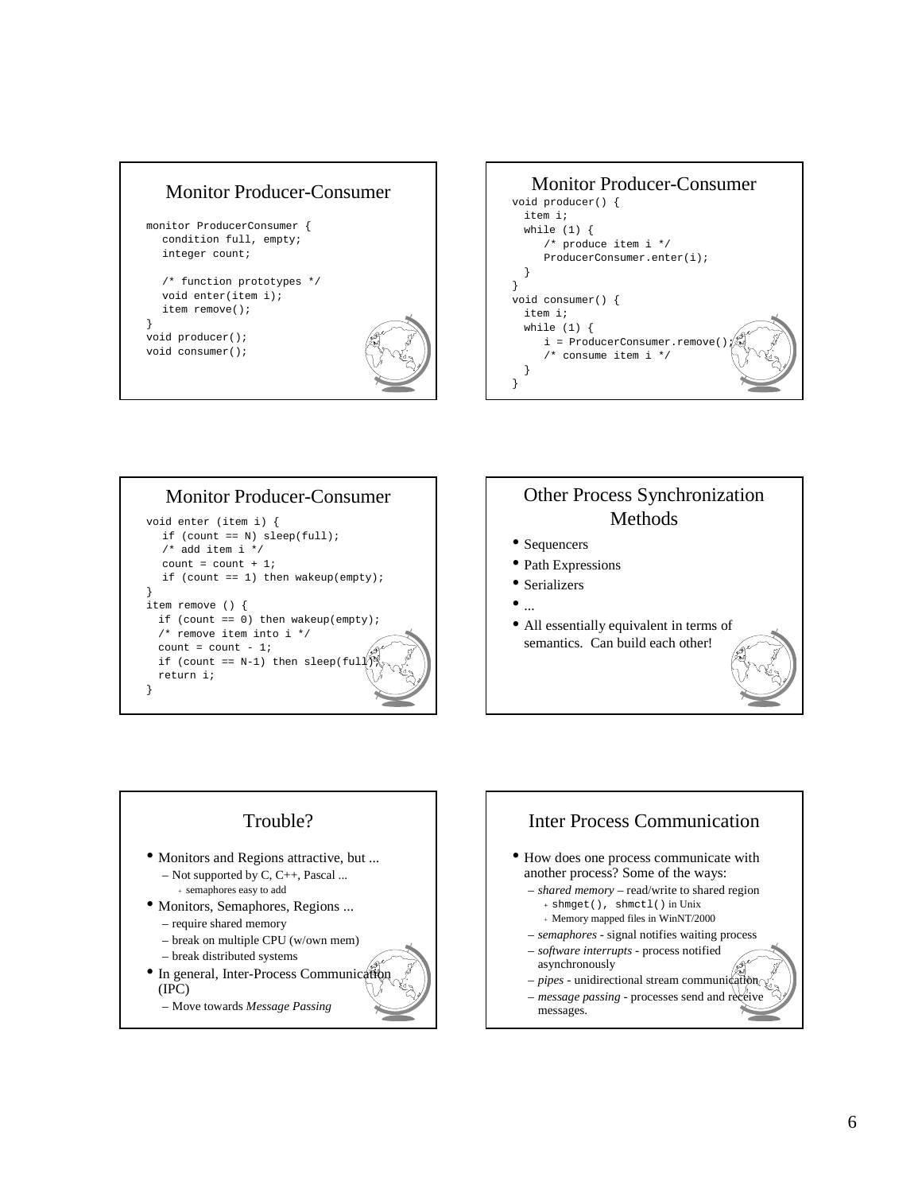## Monitor Producer-Consumer

```
monitor ProducerConsumer {
   condition full, empty;
   integer count;

   /* function prototypes */
   void enter(item i);
   item remove();
}
void producer();
void consumer();
```

## Monitor Producer-Consumer

```
void producer() {
  item i;
  while (1) {
     /* produce item i */
     ProducerConsumer.enter(i);
  }
}
void consumer() {
  item i;
  while (1) {
     i = ProducerConsumer.remove();
     /* consume item i */
  }
}
```

## Monitor Producer-Consumer

```
void enter (item i) {
   if (count == N) sleep(full);
   /* add item i */
   count = count + 1;
   if (count == 1) then wakeup(empty);
}
item remove () {
  if (count == 0) then wakeup(empty);
  /* remove item into i */
  count = count - 1;
  if (count == N-1) then sleep(full);
  return i;
}
```

## Other Process Synchronization Methods

- Sequencers
- Path Expressions
- Serializers
- ...
- All essentially equivalent in terms of semantics. Can build each other!

## Trouble?

- Monitors and Regions attractive, but ...
  - Not supported by C, C++, Pascal ...
    - semaphores easy to add
- Monitors, Semaphores, Regions ...
  - require shared memory
  - break on multiple CPU (w/own mem)
  - break distributed systems
- In general, Inter-Process Communication (IPC)
  - Move towards *Message Passing*

## Inter Process Communication

- How does one process communicate with another process? Some of the ways:
  - *shared memory* – read/write to shared region
    - `shmget(), shmctl()` in Unix
    - Memory mapped files in WinNT/2000
  - *semaphores* - signal notifies waiting process
  - *software interrupts* - process notified asynchronously
  - *pipes* - unidirectional stream communication
  - *message passing* - processes send and receive messages.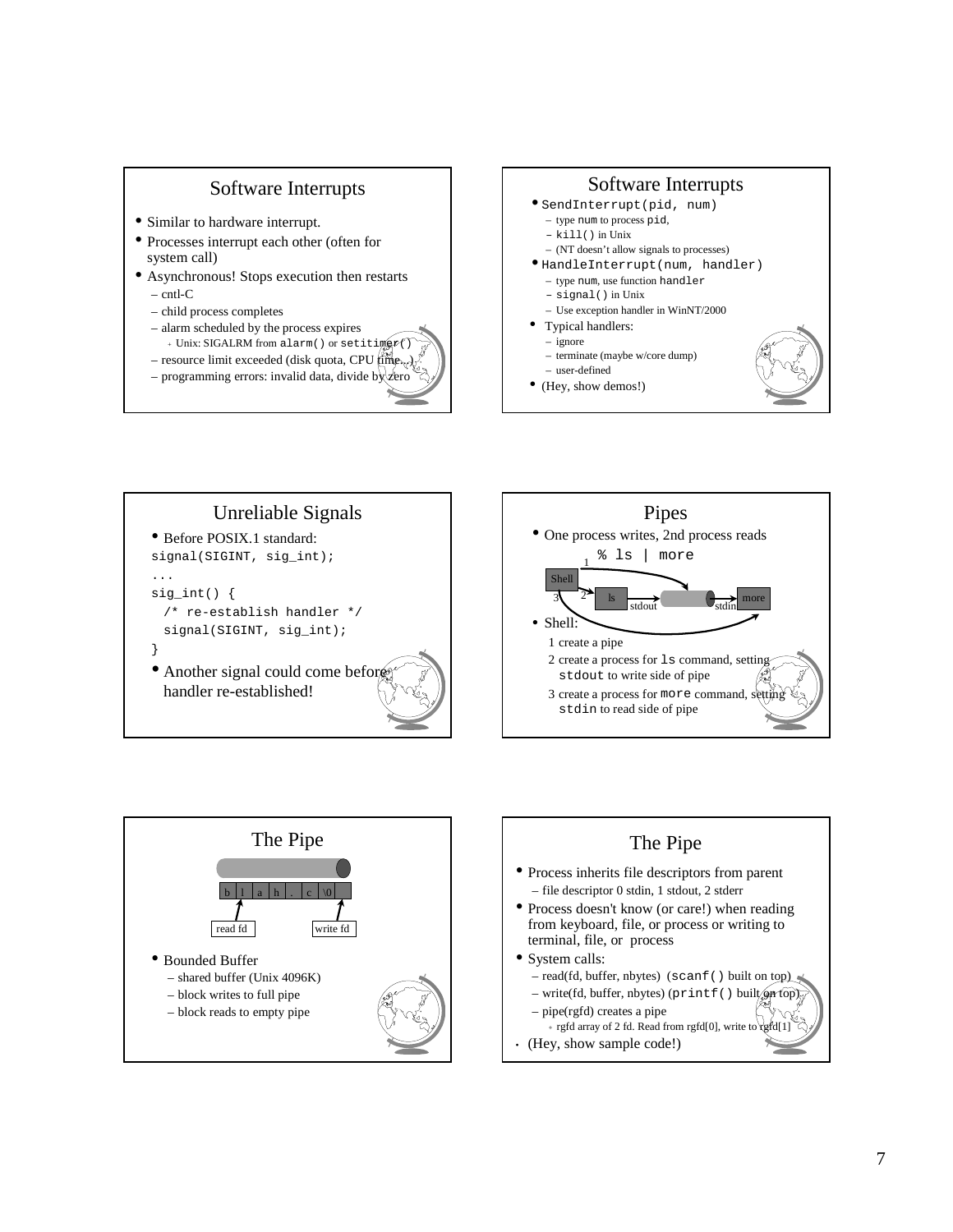## Software Interrupts

- Similar to hardware interrupt.
- Processes interrupt each other (often for system call)
- Asynchronous! Stops execution then restarts
  - cntl-C
  - child process completes
  - alarm scheduled by the process expires
    - Unix: SIGALRM from `alarm()` or `setitimer()`
  - resource limit exceeded (disk quota, CPU time...)
  - programming errors: invalid data, divide by zero

## Software Interrupts

- `SendInterrupt(pid, num)`
  - type `num` to process `pid`,
  - `kill()` in Unix
  - (NT doesn't allow signals to processes)
- `HandleInterrupt(num, handler)`
  - type `num`, use function `handler`
  - `signal()` in Unix
  - Use exception handler in WinNT/2000
- Typical handlers:
  - ignore
  - terminate (maybe w/core dump)
  - user-defined
- (Hey, show demos!)

## Unreliable Signals

- Before POSIX.1 standard:

```
signal(SIGINT, sig_int);
...
sig_int() {
  /* re-establish handler */
  signal(SIGINT, sig_int);
}
```

- Another signal could come before handler re-established!

## Pipes

- One process writes, 2nd process reads

`% ls | more`

Shell (1, 2, 3) → ls (stdout) → pipe → (stdin) more

- Shell:
  1. create a pipe
  2. create a process for `ls` command, setting `stdout` to write side of pipe
  3. create a process for `more` command, setting `stdin` to read side of pipe

## The Pipe

b | l | a | h | . | c | \0

read fd — write fd

- Bounded Buffer
  - shared buffer (Unix 4096K)
  - block writes to full pipe
  - block reads to empty pipe

## The Pipe

- Process inherits file descriptors from parent
  - file descriptor 0 stdin, 1 stdout, 2 stderr
- Process doesn't know (or care!) when reading from keyboard, file, or process or writing to terminal, file, or process
- System calls:
  - read(fd, buffer, nbytes) (`scanf()` built on top)
  - write(fd, buffer, nbytes) (`printf()` built on top)
  - pipe(rgfd) creates a pipe
    - rgfd array of 2 fd. Read from rgfd[0], write to rgfd[1]
- (Hey, show sample code!)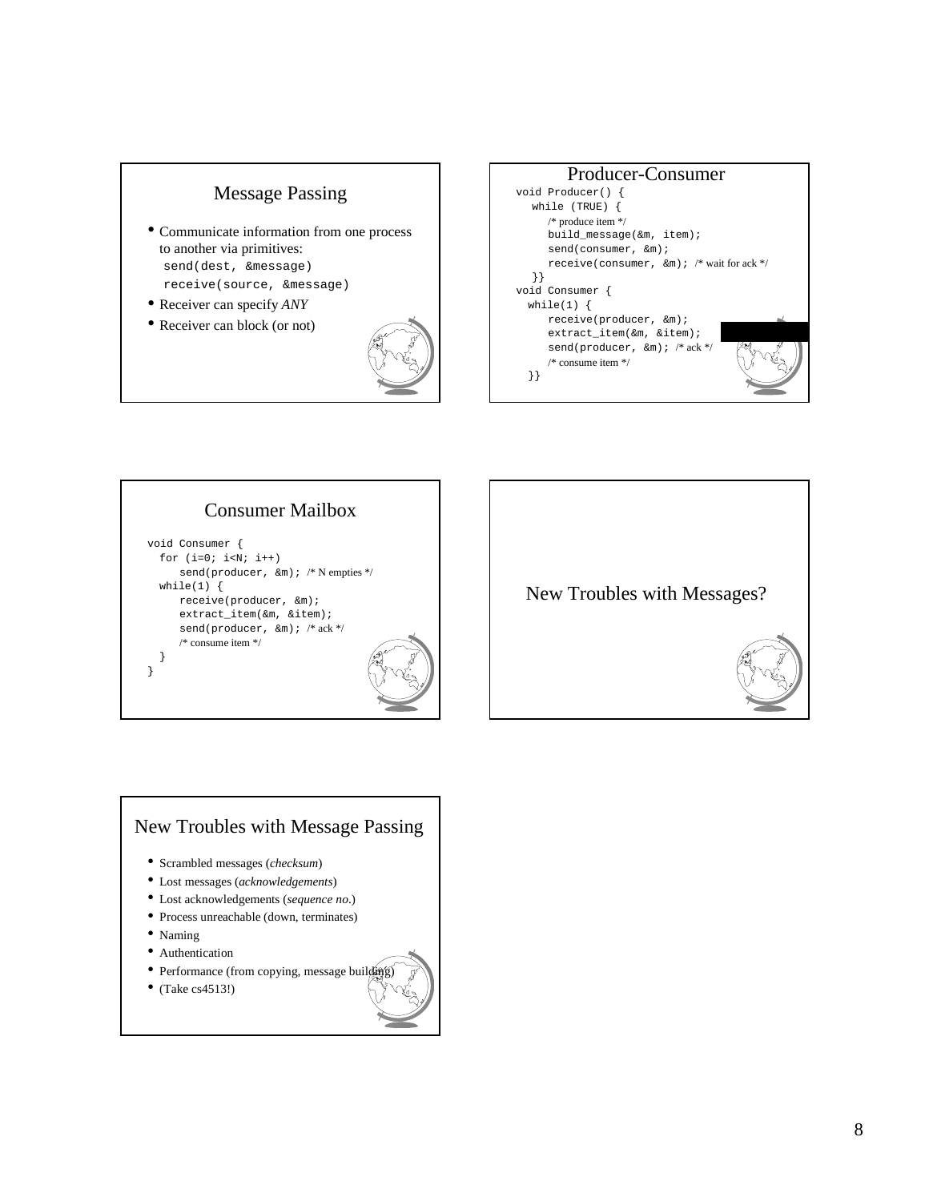## Message Passing

- Communicate information from one process to another via primitives:
  `send(dest, &message)`
  `receive(source, &message)`
- Receiver can specify *ANY*
- Receiver can block (or not)

## Producer-Consumer

```
void Producer() {
  while (TRUE) {
     /* produce item */
     build_message(&m, item);
     send(consumer, &m);
     receive(consumer, &m); /* wait for ack */
  }}
void Consumer {
  while(1) {
     receive(producer, &m);
     extract_item(&m, &item);
     send(producer, &m); /* ack */
     /* consume item */
  }}
```

## Consumer Mailbox

```
void Consumer {
  for (i=0; i<N; i++)
     send(producer, &m); /* N empties */
  while(1) {
     receive(producer, &m);
     extract_item(&m, &item);
     send(producer, &m); /* ack */
     /* consume item */
  }
}
```

## New Troubles with Messages?

## New Troubles with Message Passing

- Scrambled messages (*checksum*)
- Lost messages (*acknowledgements*)
- Lost acknowledgements (*sequence no*.)
- Process unreachable (down, terminates)
- Naming
- Authentication
- Performance (from copying, message building)
- (Take cs4513!)